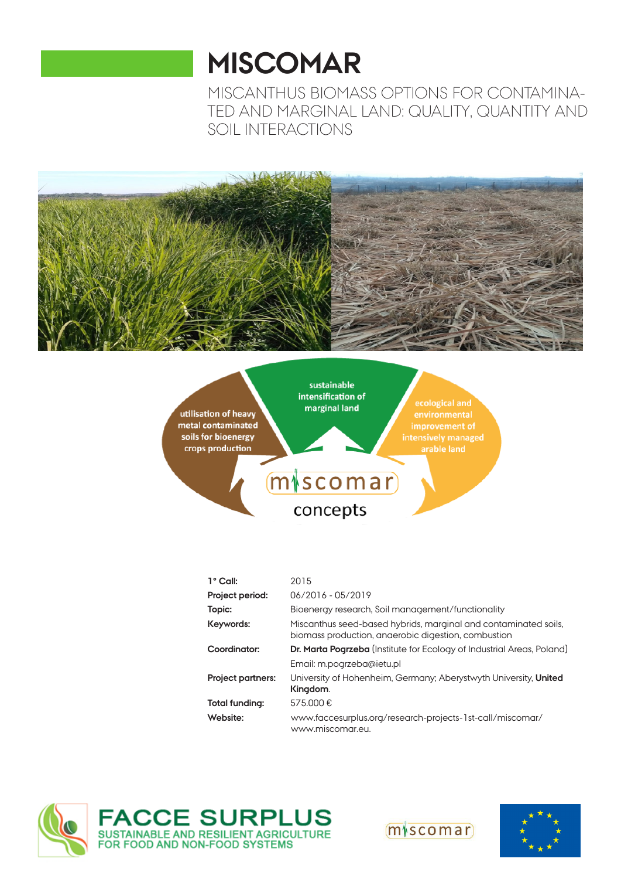# MISCOMAR

## MISCANTHUS BIOMASS OPTIONS FOR CONTAMINATED AND MARGINAL LAND: QUALITY, QUANTITY AND SOIL INTERACTIONS

| | |
|---|---|
| **1° Call:** | 2015 |
| **Project period:** | 06/2016 - 05/2019 |
| **Topic:** | Bioenergy research, Soil management/functionality |
| **Keywords:** | Miscanthus seed-based hybrids, marginal and contaminated soils, biomass production, anaerobic digestion, combustion |
| **Coordinator:** | **Dr. Marta Pogrzeba** (Institute for Ecology of Industrial Areas, Poland) |
| | Email: m.pogrzeba@ietu.pl |
| **Project partners:** | University of Hohenheim, Germany; Aberystwyth University, **United Kingdom**. |
| **Total funding:** | 575.000 € |
| **Website:** | www.faccesurplus.org/research-projects-1st-call/miscomar/ www.miscomar.eu. |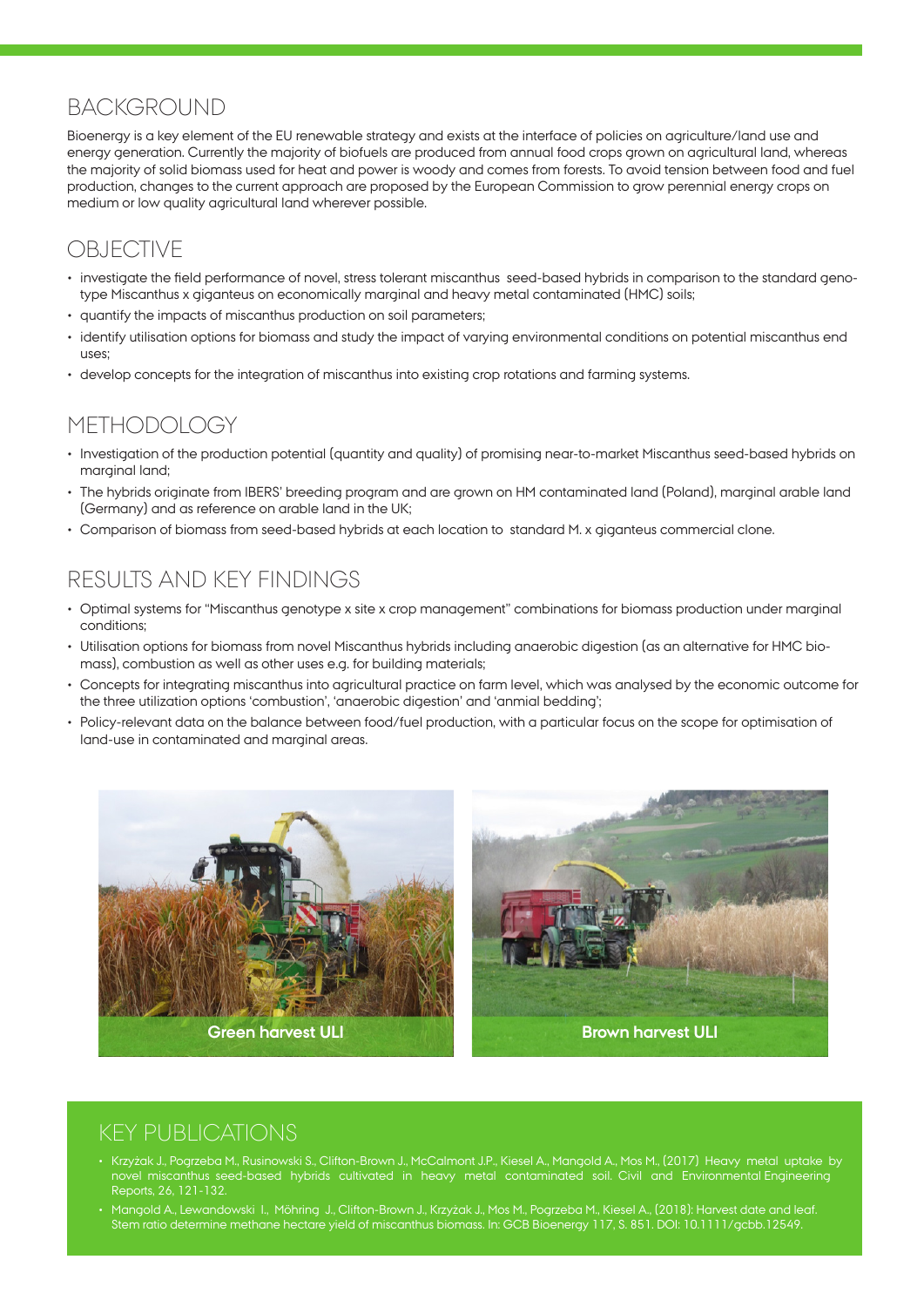## BACKGROUND

Bioenergy is a key element of the EU renewable strategy and exists at the interface of policies on agriculture/land use and energy generation. Currently the majority of biofuels are produced from annual food crops grown on agricultural land, whereas the majority of solid biomass used for heat and power is woody and comes from forests. To avoid tension between food and fuel production, changes to the current approach are proposed by the European Commission to grow perennial energy crops on medium or low quality agricultural land wherever possible.

## OBJECTIVE

- investigate the field performance of novel, stress tolerant miscanthus seed-based hybrids in comparison to the standard genotype Miscanthus x giganteus on economically marginal and heavy metal contaminated (HMC) soils;
- quantify the impacts of miscanthus production on soil parameters;
- identify utilisation options for biomass and study the impact of varying environmental conditions on potential miscanthus end uses;
- develop concepts for the integration of miscanthus into existing crop rotations and farming systems.

## METHODOLOGY

- Investigation of the production potential (quantity and quality) of promising near-to-market Miscanthus seed-based hybrids on marginal land;
- The hybrids originate from IBERS' breeding program and are grown on HM contaminated land (Poland), marginal arable land (Germany) and as reference on arable land in the UK;
- Comparison of biomass from seed-based hybrids at each location to standard M. x giganteus commercial clone.

## RESULTS AND KEY FINDINGS

- Optimal systems for "Miscanthus genotype x site x crop management" combinations for biomass production under marginal conditions;
- Utilisation options for biomass from novel Miscanthus hybrids including anaerobic digestion (as an alternative for HMC biomass), combustion as well as other uses e.g. for building materials;
- Concepts for integrating miscanthus into agricultural practice on farm level, which was analysed by the economic outcome for the three utilization options 'combustion', 'anaerobic digestion' and 'anmial bedding';
- Policy-relevant data on the balance between food/fuel production, with a particular focus on the scope for optimisation of land-use in contaminated and marginal areas.

Green harvest ULI

Brown harvest ULI

## KEY PUBLICATIONS

- Krzyżak J., Pogrzeba M., Rusinowski S., Clifton-Brown J., McCalmont J.P., Kiesel A., Mangold A., Mos M., (2017) Heavy metal uptake by novel miscanthus seed-based hybrids cultivated in heavy metal contaminated soil. Civil and Environmental Engineering Reports, 26, 121-132.
- Mangold A., Lewandowski I., Möhring J., Clifton-Brown J., Krzyżak J., Mos M., Pogrzeba M., Kiesel A., (2018): Harvest date and leaf. Stem ratio determine methane hectare yield of miscanthus biomass. In: GCB Bioenergy 117, S. 851. DOI: 10.1111/gcbb.12549.